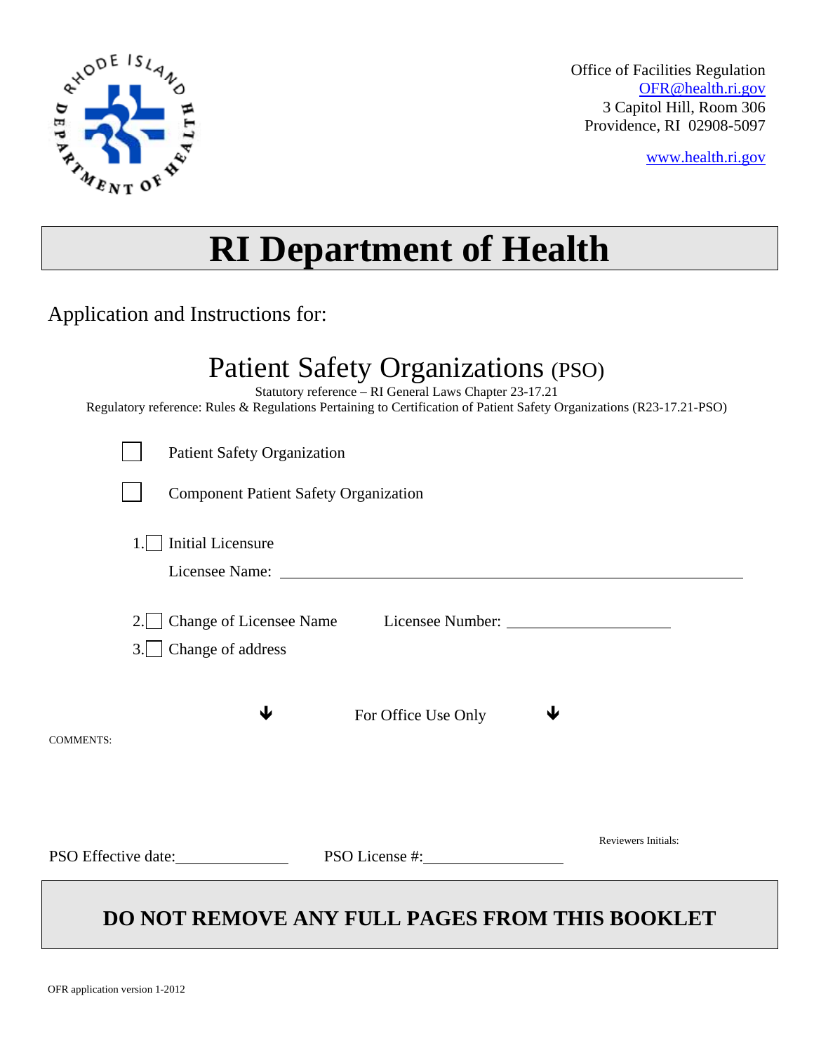Office of Facilities Regulation
OFR@health.ri.gov
3 Capitol Hill, Room 306
Providence, RI 02908-5097

www.health.ri.gov

# RI Department of Health

Application and Instructions for:

## Patient Safety Organizations (PSO)

Statutory reference – RI General Laws Chapter 23-17.21
Regulatory reference: Rules & Regulations Pertaining to Certification of Patient Safety Organizations (R23-17.21-PSO)

☐ Patient Safety Organization

☐ Component Patient Safety Organization

1. ☐ Initial Licensure

   Licensee Name: ______________________________________________

2. ☐ Change of Licensee Name     Licensee Number: ____________________
3. ☐ Change of address

↓ For Office Use Only ↓

COMMENTS:

Reviewers Initials:

PSO Effective date: ______________     PSO License #: ________________

**DO NOT REMOVE ANY FULL PAGES FROM THIS BOOKLET**

OFR application version 1-2012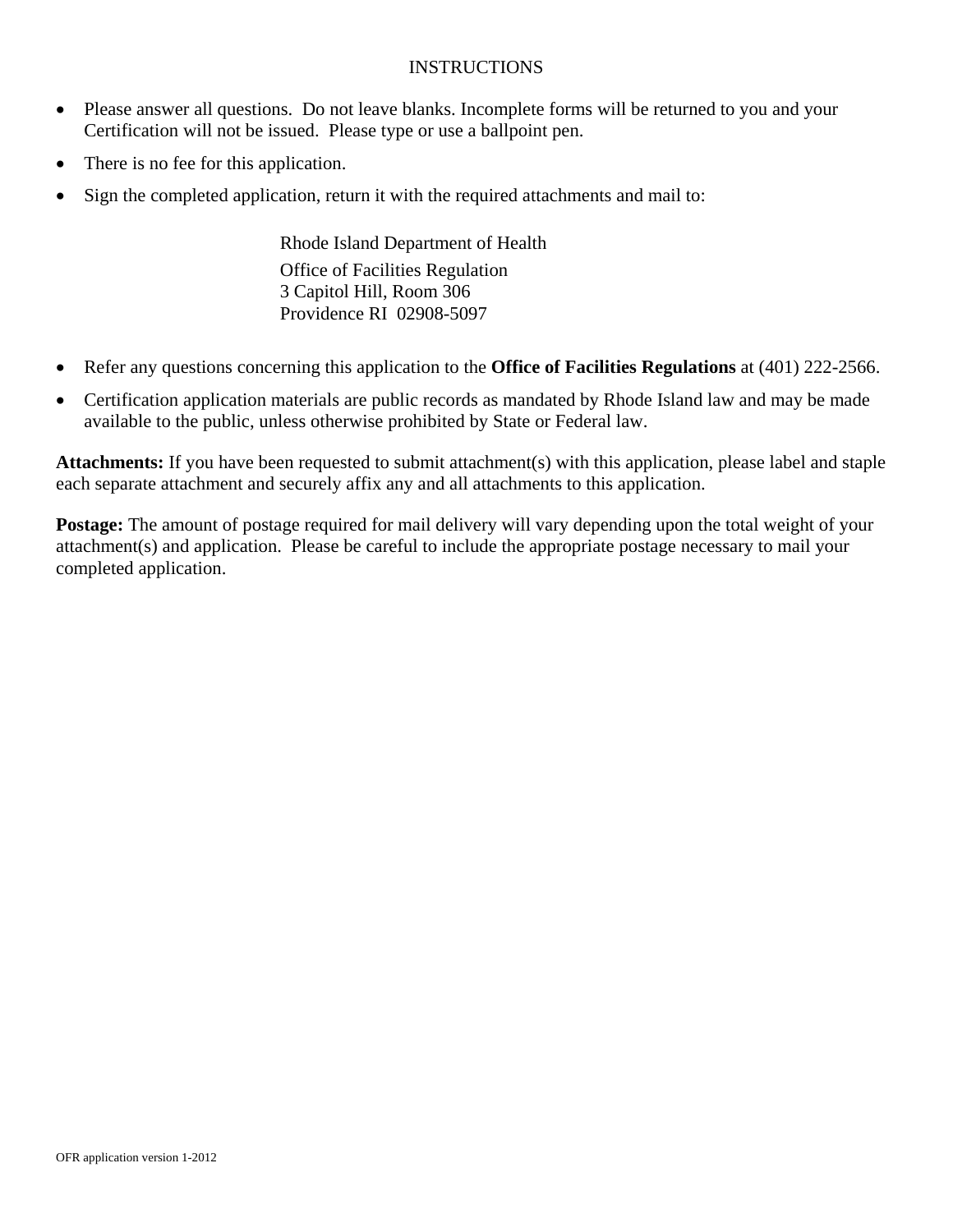# INSTRUCTIONS

- Please answer all questions. Do not leave blanks. Incomplete forms will be returned to you and your Certification will not be issued. Please type or use a ballpoint pen.
- There is no fee for this application.
- Sign the completed application, return it with the required attachments and mail to:

  Rhode Island Department of Health
  Office of Facilities Regulation
  3 Capitol Hill, Room 306
  Providence RI 02908-5097

- Refer any questions concerning this application to the **Office of Facilities Regulations** at (401) 222-2566.
- Certification application materials are public records as mandated by Rhode Island law and may be made available to the public, unless otherwise prohibited by State or Federal law.

**Attachments:** If you have been requested to submit attachment(s) with this application, please label and staple each separate attachment and securely affix any and all attachments to this application.

**Postage:** The amount of postage required for mail delivery will vary depending upon the total weight of your attachment(s) and application. Please be careful to include the appropriate postage necessary to mail your completed application.

OFR application version 1-2012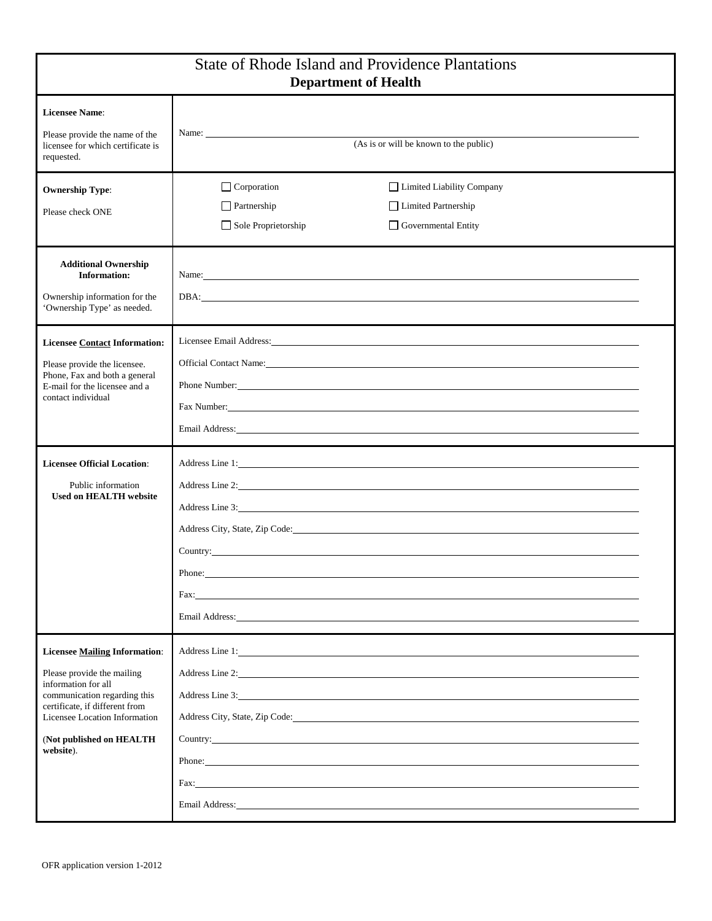# State of Rhode Island and Providence Plantations
## Department of Health

| | |
|---|---|
| **Licensee Name**:<br><br>Please provide the name of the licensee for which certificate is requested. | Name: ______________________________<br>(As is or will be known to the public) |
| **Ownership Type**:<br><br>Please check ONE | ☐ Corporation ☐ Limited Liability Company<br>☐ Partnership ☐ Limited Partnership<br>☐ Sole Proprietorship ☐ Governmental Entity |
| **Additional Ownership Information:**<br><br>Ownership information for the 'Ownership Type' as needed. | Name: ______________________________<br>DBA: ______________________________ |
| **Licensee Contact Information:**<br><br>Please provide the licensee. Phone, Fax and both a general E-mail for the licensee and a contact individual | Licensee Email Address: ______________________________<br>Official Contact Name: ______________________________<br>Phone Number: ______________________________<br>Fax Number: ______________________________<br>Email Address: ______________________________ |
| **Licensee Official Location**:<br><br>Public information<br>**Used on HEALTH website** | Address Line 1: ______________________________<br>Address Line 2: ______________________________<br>Address Line 3: ______________________________<br>Address City, State, Zip Code: ______________________________<br>Country: ______________________________<br>Phone: ______________________________<br>Fax: ______________________________<br>Email Address: ______________________________ |
| **Licensee Mailing Information**:<br><br>Please provide the mailing information for all communication regarding this certificate, if different from Licensee Location Information<br><br>(**Not published on HEALTH website**). | Address Line 1: ______________________________<br>Address Line 2: ______________________________<br>Address Line 3: ______________________________<br>Address City, State, Zip Code: ______________________________<br>Country: ______________________________<br>Phone: ______________________________<br>Fax: ______________________________<br>Email Address: ______________________________ |

OFR application version 1-2012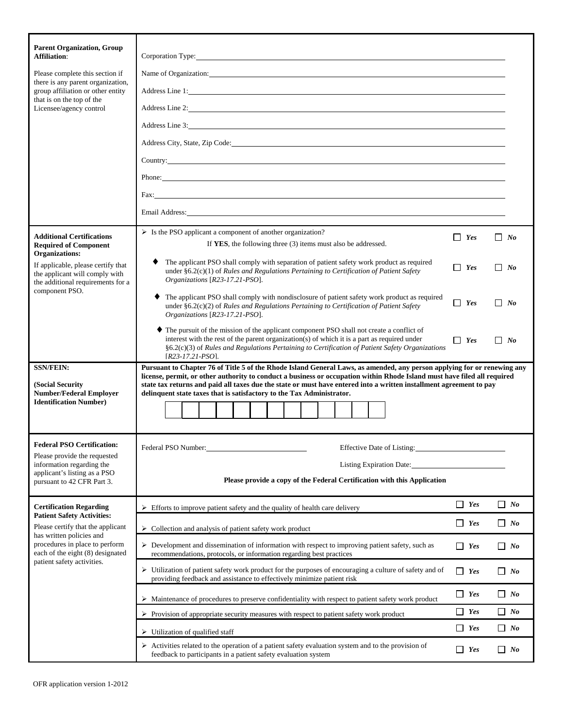| Section | Details | | |
|---|---|---|---|
| **Parent Organization, Group Affiliation**:<br><br>Please complete this section if there is any parent organization, group affiliation or other entity that is on the top of the Licensee/agency control | Corporation Type: ______<br>Name of Organization: ______<br>Address Line 1: ______<br>Address Line 2: ______<br>Address Line 3: ______<br>Address City, State, Zip Code: ______<br>Country: ______<br>Phone: ______<br>Fax: ______<br>Email Address: ______ | | |
| **Additional Certifications Required of Component Organizations:**<br><br>If applicable, please certify that the applicant will comply with the additional requirements for a component PSO. | ➢ Is the PSO applicant a component of another organization?<br>If **YES**, the following three (3) items must also be addressed. | ☐ *Yes* | ☐ *No* |
| | ♦ The applicant PSO shall comply with separation of patient safety work product as required under §6.2(c)(1) of *Rules and Regulations Pertaining to Certification of Patient Safety Organizations* [*R23-17.21-PSO*]. | ☐ *Yes* | ☐ *No* |
| | ♦ The applicant PSO shall comply with nondisclosure of patient safety work product as required under §6.2(c)(2) of *Rules and Regulations Pertaining to Certification of Patient Safety Organizations* [*R23-17.21-PSO*]. | ☐ *Yes* | ☐ *No* |
| | ♦ The pursuit of the mission of the applicant component PSO shall not create a conflict of interest with the rest of the parent organization(s) of which it is a part as required under §6.2(c)(3) of *Rules and Regulations Pertaining to Certification of Patient Safety Organizations* [*R23-17.21-PSO*]. | ☐ *Yes* | ☐ *No* |
| **SSN/FEIN:**<br><br>**(Social Security Number/Federal Employer Identification Number)** | **Pursuant to Chapter 76 of Title 5 of the Rhode Island General Laws, as amended, any person applying for or renewing any license, permit, or other authority to conduct a business or occupation within Rhode Island must have filed all required state tax returns and paid all taxes due the state or must have entered into a written installment agreement to pay delinquent state taxes that is satisfactory to the Tax Administrator.**<br><br>☐☐☐☐☐☐☐☐☐☐☐☐☐☐ | | |
| **Federal PSO Certification:**<br><br>Please provide the requested information regarding the applicant's listing as a PSO pursuant to 42 CFR Part 3. | Federal PSO Number: ______ Effective Date of Listing: ______<br>Listing Expiration Date: ______<br><br>**Please provide a copy of the Federal Certification with this Application** | | |
| **Certification Regarding Patient Safety Activities:**<br><br>Please certify that the applicant has written policies and procedures in place to perform each of the eight (8) designated patient safety activities. | ➢ Efforts to improve patient safety and the quality of health care delivery | ☐ *Yes* | ☐ *No* |
| | ➢ Collection and analysis of patient safety work product | ☐ *Yes* | ☐ *No* |
| | ➢ Development and dissemination of information with respect to improving patient safety, such as recommendations, protocols, or information regarding best practices | ☐ *Yes* | ☐ *No* |
| | ➢ Utilization of patient safety work product for the purposes of encouraging a culture of safety and of providing feedback and assistance to effectively minimize patient risk | ☐ *Yes* | ☐ *No* |
| | ➢ Maintenance of procedures to preserve confidentiality with respect to patient safety work product | ☐ *Yes* | ☐ *No* |
| | ➢ Provision of appropriate security measures with respect to patient safety work product | ☐ *Yes* | ☐ *No* |
| | ➢ Utilization of qualified staff | ☐ *Yes* | ☐ *No* |
| | ➢ Activities related to the operation of a patient safety evaluation system and to the provision of feedback to participants in a patient safety evaluation system | ☐ *Yes* | ☐ *No* |

OFR application version 1-2012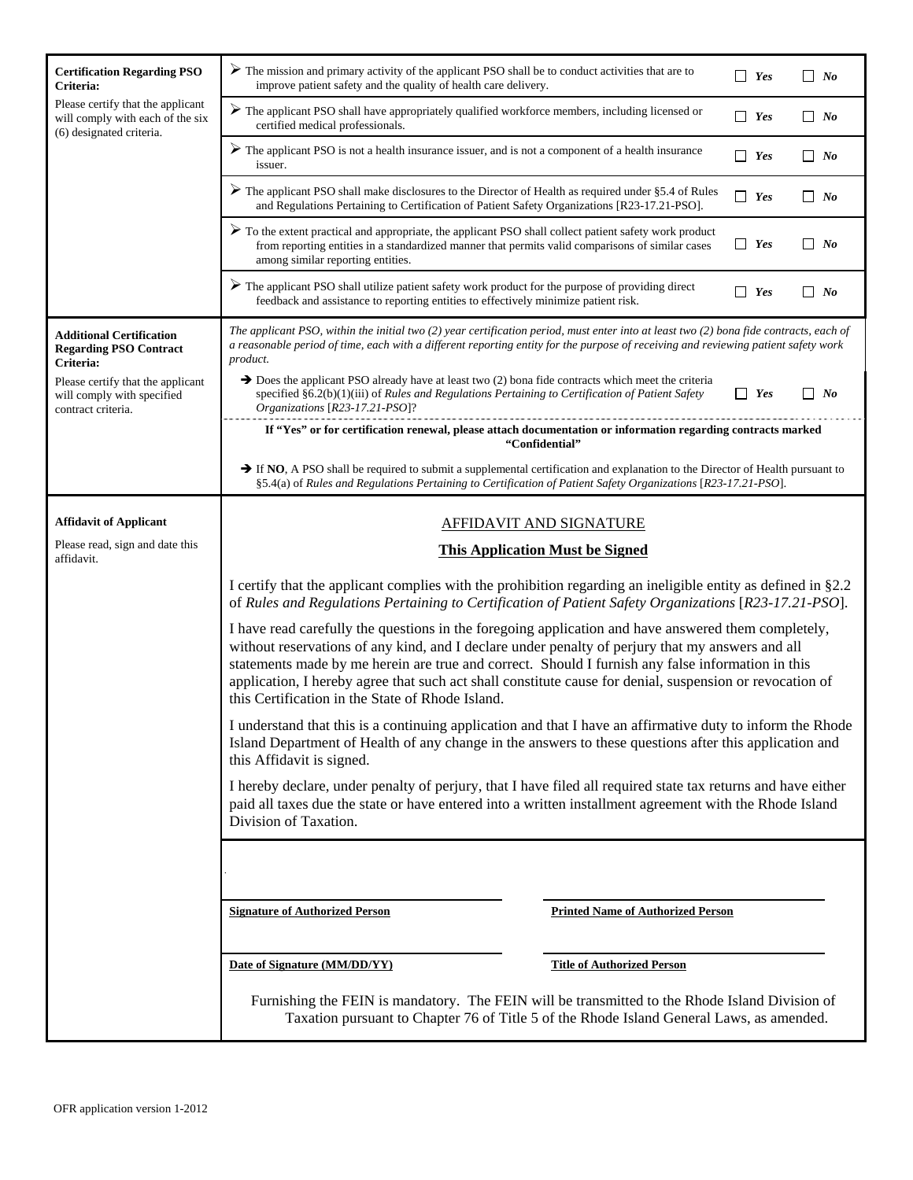| | | | |
|---|---|---|---|
| **Certification Regarding PSO Criteria:** Please certify that the applicant will comply with each of the six (6) designated criteria. | ➢ The mission and primary activity of the applicant PSO shall be to conduct activities that are to improve patient safety and the quality of health care delivery. | ☐ ***Yes*** | ☐ ***No*** |
| | ➢ The applicant PSO shall have appropriately qualified workforce members, including licensed or certified medical professionals. | ☐ ***Yes*** | ☐ ***No*** |
| | ➢ The applicant PSO is not a health insurance issuer, and is not a component of a health insurance issuer. | ☐ ***Yes*** | ☐ ***No*** |
| | ➢ The applicant PSO shall make disclosures to the Director of Health as required under §5.4 of Rules and Regulations Pertaining to Certification of Patient Safety Organizations [R23-17.21-PSO]. | ☐ ***Yes*** | ☐ ***No*** |
| | ➢ To the extent practical and appropriate, the applicant PSO shall collect patient safety work product from reporting entities in a standardized manner that permits valid comparisons of similar cases among similar reporting entities. | ☐ ***Yes*** | ☐ ***No*** |
| | ➢ The applicant PSO shall utilize patient safety work product for the purpose of providing direct feedback and assistance to reporting entities to effectively minimize patient risk. | ☐ ***Yes*** | ☐ ***No*** |
| **Additional Certification Regarding PSO Contract Criteria:** Please certify that the applicant will comply with specified contract criteria. | *The applicant PSO, within the initial two (2) year certification period, must enter into at least two (2) bona fide contracts, each of a reasonable period of time, each with a different reporting entity for the purpose of receiving and reviewing patient safety work product.* | | |
| | ➔ Does the applicant PSO already have at least two (2) bona fide contracts which meet the criteria specified §6.2(b)(1)(iii) of *Rules and Regulations Pertaining to Certification of Patient Safety Organizations* [*R23-17.21-PSO*]? | ☐ ***Yes*** | ☐ ***No*** |
| | **If "Yes" or for certification renewal, please attach documentation or information regarding contracts marked "Confidential"** | | |
| | ➔ If **NO**, A PSO shall be required to submit a supplemental certification and explanation to the Director of Health pursuant to §5.4(a) of *Rules and Regulations Pertaining to Certification of Patient Safety Organizations* [*R23-17.21-PSO*]. | | |

**Affidavit of Applicant**

Please read, sign and date this affidavit.

## AFFIDAVIT AND SIGNATURE

**This Application Must be Signed**

I certify that the applicant complies with the prohibition regarding an ineligible entity as defined in §2.2 of *Rules and Regulations Pertaining to Certification of Patient Safety Organizations* [*R23-17.21-PSO*].

I have read carefully the questions in the foregoing application and have answered them completely, without reservations of any kind, and I declare under penalty of perjury that my answers and all statements made by me herein are true and correct. Should I furnish any false information in this application, I hereby agree that such act shall constitute cause for denial, suspension or revocation of this Certification in the State of Rhode Island.

I understand that this is a continuing application and that I have an affirmative duty to inform the Rhode Island Department of Health of any change in the answers to these questions after this application and this Affidavit is signed.

I hereby declare, under penalty of perjury, that I have filed all required state tax returns and have either paid all taxes due the state or have entered into a written installment agreement with the Rhode Island Division of Taxation.

| | |
|---|---|
| **Signature of Authorized Person** | **Printed Name of Authorized Person** |
| **Date of Signature (MM/DD/YY)** | **Title of Authorized Person** |

Furnishing the FEIN is mandatory. The FEIN will be transmitted to the Rhode Island Division of Taxation pursuant to Chapter 76 of Title 5 of the Rhode Island General Laws, as amended.

OFR application version 1-2012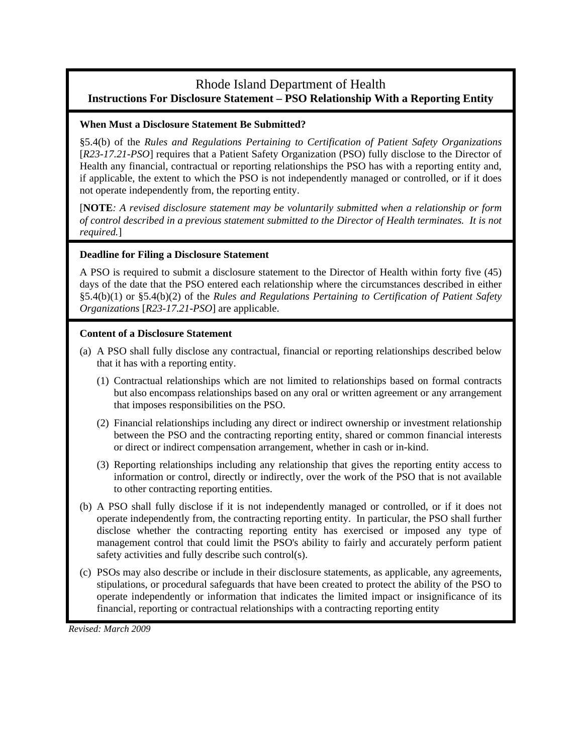# Rhode Island Department of Health

## Instructions For Disclosure Statement – PSO Relationship With a Reporting Entity

### When Must a Disclosure Statement Be Submitted?

§5.4(b) of the *Rules and Regulations Pertaining to Certification of Patient Safety Organizations* [*R23-17.21-PSO*] requires that a Patient Safety Organization (PSO) fully disclose to the Director of Health any financial, contractual or reporting relationships the PSO has with a reporting entity and, if applicable, the extent to which the PSO is not independently managed or controlled, or if it does not operate independently from, the reporting entity.

[**NOTE***: A revised disclosure statement may be voluntarily submitted when a relationship or form of control described in a previous statement submitted to the Director of Health terminates. It is not required.*]

### Deadline for Filing a Disclosure Statement

A PSO is required to submit a disclosure statement to the Director of Health within forty five (45) days of the date that the PSO entered each relationship where the circumstances described in either §5.4(b)(1) or §5.4(b)(2) of the *Rules and Regulations Pertaining to Certification of Patient Safety Organizations* [*R23-17.21-PSO*] are applicable.

### Content of a Disclosure Statement

(a) A PSO shall fully disclose any contractual, financial or reporting relationships described below that it has with a reporting entity.

  (1) Contractual relationships which are not limited to relationships based on formal contracts but also encompass relationships based on any oral or written agreement or any arrangement that imposes responsibilities on the PSO.

  (2) Financial relationships including any direct or indirect ownership or investment relationship between the PSO and the contracting reporting entity, shared or common financial interests or direct or indirect compensation arrangement, whether in cash or in-kind.

  (3) Reporting relationships including any relationship that gives the reporting entity access to information or control, directly or indirectly, over the work of the PSO that is not available to other contracting reporting entities.

(b) A PSO shall fully disclose if it is not independently managed or controlled, or if it does not operate independently from, the contracting reporting entity. In particular, the PSO shall further disclose whether the contracting reporting entity has exercised or imposed any type of management control that could limit the PSO's ability to fairly and accurately perform patient safety activities and fully describe such control(s).

(c) PSOs may also describe or include in their disclosure statements, as applicable, any agreements, stipulations, or procedural safeguards that have been created to protect the ability of the PSO to operate independently or information that indicates the limited impact or insignificance of its financial, reporting or contractual relationships with a contracting reporting entity

*Revised: March 2009*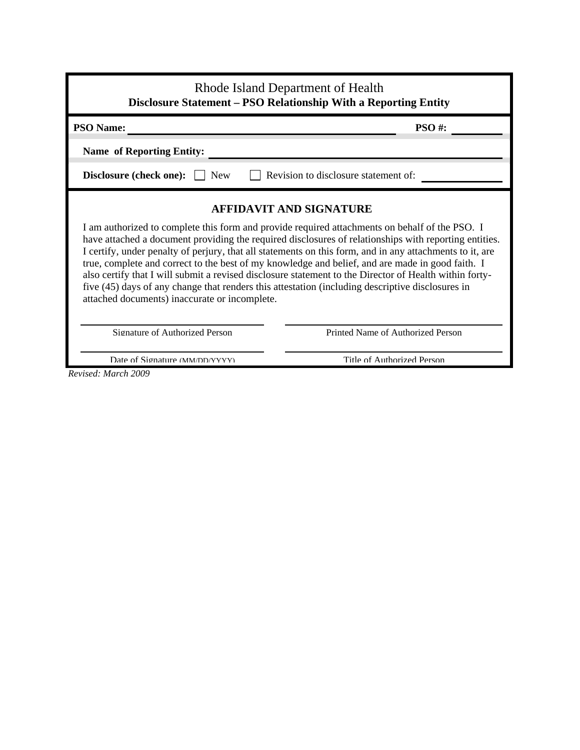Rhode Island Department of Health

**Disclosure Statement – PSO Relationship With a Reporting Entity**

**PSO Name:** ______________________________ **PSO #:** __________

**Name of Reporting Entity:** ______________________________

**Disclosure (check one):** ☐ New ☐ Revision to disclosure statement of: __________

## AFFIDAVIT AND SIGNATURE

I am authorized to complete this form and provide required attachments on behalf of the PSO. I have attached a document providing the required disclosures of relationships with reporting entities. I certify, under penalty of perjury, that all statements on this form, and in any attachments to it, are true, complete and correct to the best of my knowledge and belief, and are made in good faith. I also certify that I will submit a revised disclosure statement to the Director of Health within forty-five (45) days of any change that renders this attestation (including descriptive disclosures in attached documents) inaccurate or incomplete.

| | |
|---|---|
| ______________________________ | ______________________________ |
| Signature of Authorized Person | Printed Name of Authorized Person |
| ______________________________ | ______________________________ |
| Date of Signature (MM/DD/YYYY) | Title of Authorized Person |

*Revised: March 2009*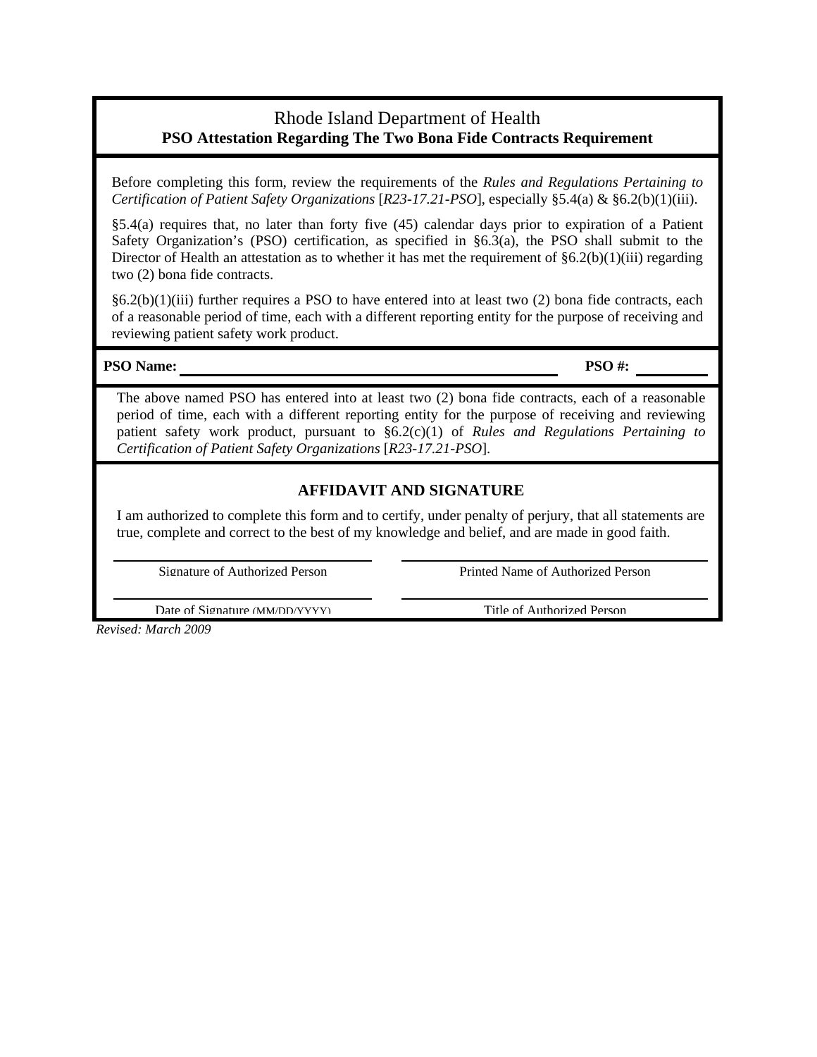# Rhode Island Department of Health

## PSO Attestation Regarding The Two Bona Fide Contracts Requirement

Before completing this form, review the requirements of the *Rules and Regulations Pertaining to Certification of Patient Safety Organizations* [*R23-17.21-PSO*], especially §5.4(a) & §6.2(b)(1)(iii).

§5.4(a) requires that, no later than forty five (45) calendar days prior to expiration of a Patient Safety Organization's (PSO) certification, as specified in §6.3(a), the PSO shall submit to the Director of Health an attestation as to whether it has met the requirement of §6.2(b)(1)(iii) regarding two (2) bona fide contracts.

§6.2(b)(1)(iii) further requires a PSO to have entered into at least two (2) bona fide contracts, each of a reasonable period of time, each with a different reporting entity for the purpose of receiving and reviewing patient safety work product.

**PSO Name:** ______________________________ **PSO #:** __________

The above named PSO has entered into at least two (2) bona fide contracts, each of a reasonable period of time, each with a different reporting entity for the purpose of receiving and reviewing patient safety work product, pursuant to §6.2(c)(1) of *Rules and Regulations Pertaining to Certification of Patient Safety Organizations* [*R23-17.21-PSO*].

### AFFIDAVIT AND SIGNATURE

I am authorized to complete this form and to certify, under penalty of perjury, that all statements are true, complete and correct to the best of my knowledge and belief, and are made in good faith.

| | |
|---|---|
| ______________________________ | ______________________________ |
| Signature of Authorized Person | Printed Name of Authorized Person |
| ______________________________ | ______________________________ |
| Date of Signature (MM/DD/YYYY) | Title of Authorized Person |

*Revised: March 2009*